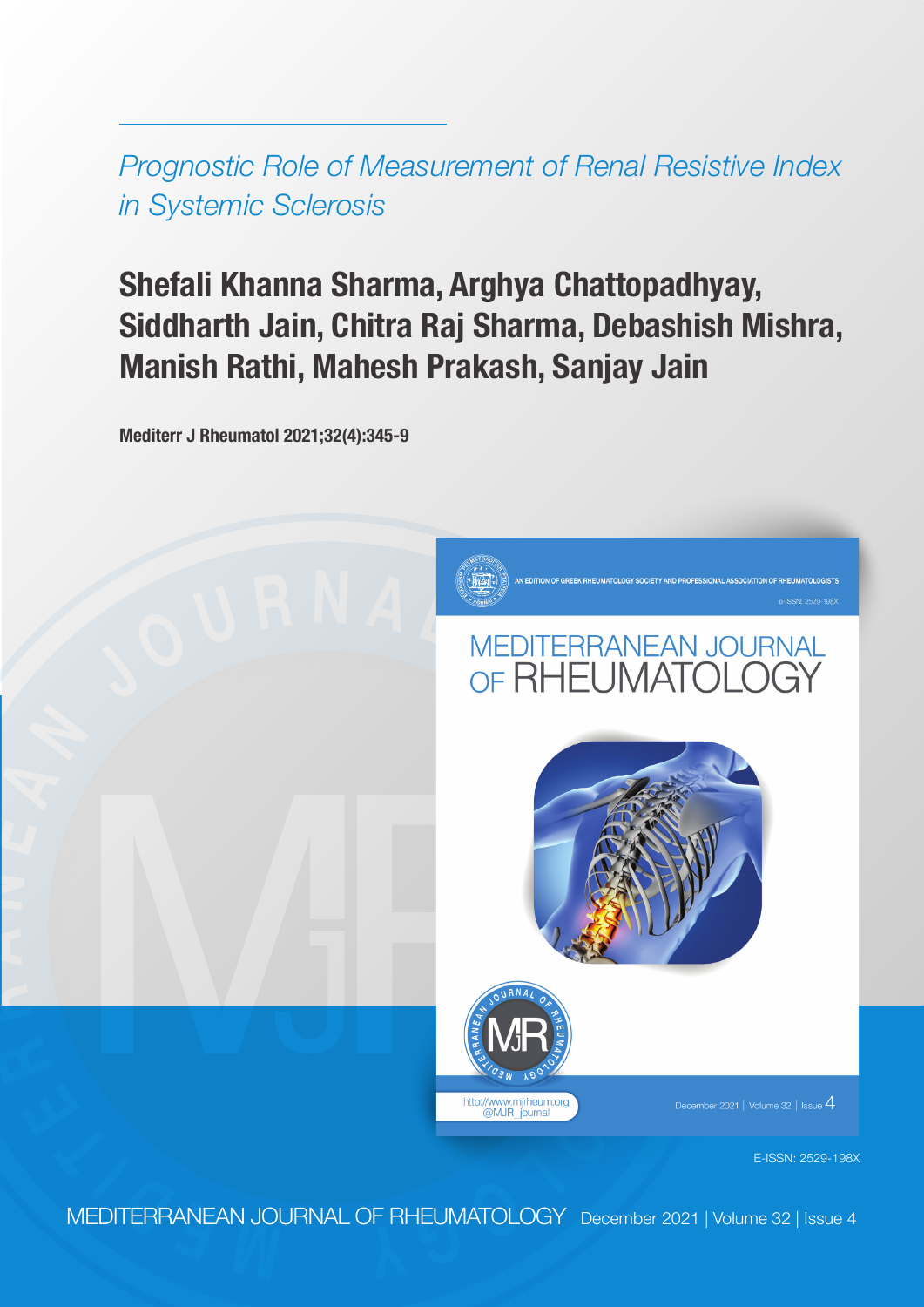*Prognostic Role of Measurement of Renal Resistive Index in Systemic Sclerosis*

# Shefali Khanna Sharma, Arghya Chattopadhyay, Siddharth Jain, Chitra Raj Sharma, Debashish Mishra, Manish Rathi, Mahesh Prakash, Sanjay Jain

**Mediterr J Rheumatol 2021;32(4):345-9**

AN EDITION OF GREEK RHEUMATOLOGY SOCIETY AND PROFESSIONAL ASSOCIATION OF RHEUMATOLOGISTS

e-ISSN: 2529-198X

MEDITERRANEAN JOURNAL OF RHEUMATOLOGY

http://www.mjrheum.org
@MJR_journal

December 2021 | Volume 32 | Issue 4

E-ISSN: 2529-198X

MEDITERRANEAN JOURNAL OF RHEUMATOLOGY December 2021 | Volume 32 | Issue 4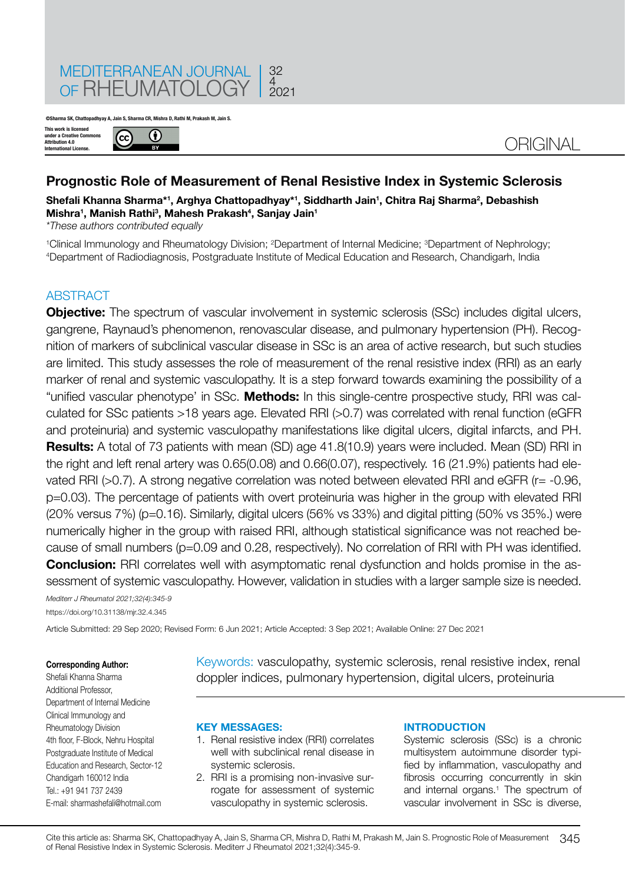ORIGINAL

# Prognostic Role of Measurement of Renal Resistive Index in Systemic Sclerosis

**Shefali Khanna Sharma*[1], Arghya Chattopadhyay*[1], Siddharth Jain[1], Chitra Raj Sharma[2], Debashish Mishra[1], Manish Rathi[3], Mahesh Prakash[4], Sanjay Jain[1]**

*These authors contributed equally

[1]Clinical Immunology and Rheumatology Division; [2]Department of Internal Medicine; [3]Department of Nephrology; [4]Department of Radiodiagnosis, Postgraduate Institute of Medical Education and Research, Chandigarh, India

©Sharma SK, Chattopadhyay A, Jain S, Sharma CR, Mishra D, Rathi M, Prakash M, Jain S.

This work is licensed under a Creative Commons Attribution 4.0 International License.

## ABSTRACT

**Objective:** The spectrum of vascular involvement in systemic sclerosis (SSc) includes digital ulcers, gangrene, Raynaud's phenomenon, renovascular disease, and pulmonary hypertension (PH). Recognition of markers of subclinical vascular disease in SSc is an area of active research, but such studies are limited. This study assesses the role of measurement of the renal resistive index (RRI) as an early marker of renal and systemic vasculopathy. It is a step forward towards examining the possibility of a "unified vascular phenotype' in SSc. **Methods:** In this single-centre prospective study, RRI was calculated for SSc patients >18 years age. Elevated RRI (>0.7) was correlated with renal function (eGFR and proteinuria) and systemic vasculopathy manifestations like digital ulcers, digital infarcts, and PH. **Results:** A total of 73 patients with mean (SD) age 41.8(10.9) years were included. Mean (SD) RRI in the right and left renal artery was 0.65(0.08) and 0.66(0.07), respectively. 16 (21.9%) patients had elevated RRI (>0.7). A strong negative correlation was noted between elevated RRI and eGFR (r= -0.96, p=0.03). The percentage of patients with overt proteinuria was higher in the group with elevated RRI (20% versus 7%) (p=0.16). Similarly, digital ulcers (56% vs 33%) and digital pitting (50% vs 35%.) were numerically higher in the group with raised RRI, although statistical significance was not reached because of small numbers (p=0.09 and 0.28, respectively). No correlation of RRI with PH was identified. **Conclusion:** RRI correlates well with asymptomatic renal dysfunction and holds promise in the assessment of systemic vasculopathy. However, validation in studies with a larger sample size is needed.

*Mediterr J Rheumatol 2021;32(4):345-9*

https://doi.org/10.31138/mjr.32.4.345

Article Submitted: 29 Sep 2020; Revised Form: 6 Jun 2021; Article Accepted: 3 Sep 2021; Available Online: 27 Dec 2021

Keywords: vasculopathy, systemic sclerosis, renal resistive index, renal doppler indices, pulmonary hypertension, digital ulcers, proteinuria

**Corresponding Author:**
Shefali Khanna Sharma
Additional Professor,
Department of Internal Medicine
Clinical Immunology and
Rheumatology Division
4th floor, F-Block, Nehru Hospital
Postgraduate Institute of Medical
Education and Research, Sector-12
Chandigarh 160012 India
Tel.: +91 941 737 2439
E-mail: sharmashefali@hotmail.com

### KEY MESSAGES:

1. Renal resistive index (RRI) correlates well with subclinical renal disease in systemic sclerosis.
2. RRI is a promising non-invasive surrogate for assessment of systemic vasculopathy in systemic sclerosis.

### INTRODUCTION

Systemic sclerosis (SSc) is a chronic multisystem autoimmune disorder typified by inflammation, vasculopathy and fibrosis occurring concurrently in skin and internal organs.[1] The spectrum of vascular involvement in SSc is diverse,

Cite this article as: Sharma SK, Chattopadhyay A, Jain S, Sharma CR, Mishra D, Rathi M, Prakash M, Jain S. Prognostic Role of Measurement of Renal Resistive Index in Systemic Sclerosis. Mediterr J Rheumatol 2021;32(4):345-9.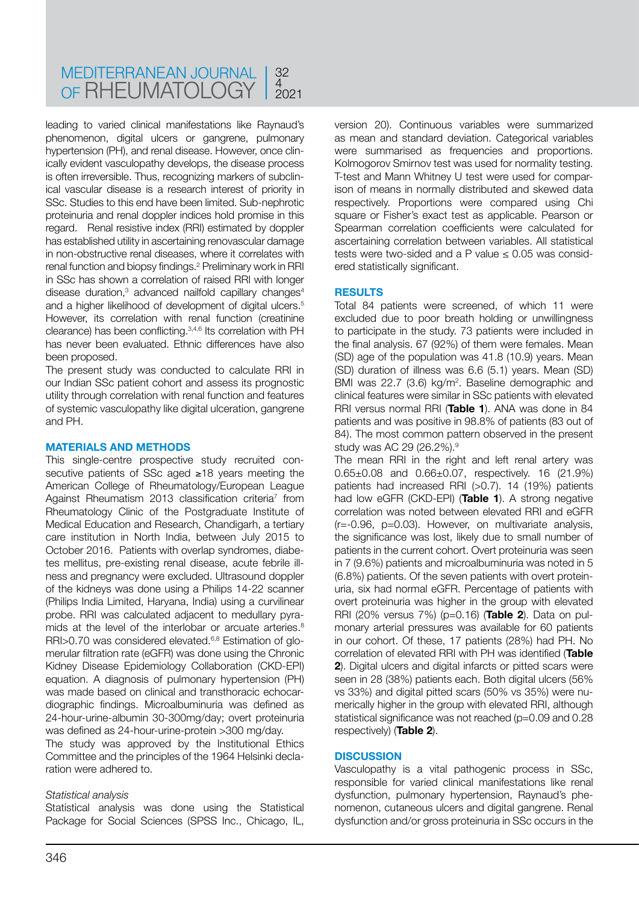leading to varied clinical manifestations like Raynaud's phenomenon, digital ulcers or gangrene, pulmonary hypertension (PH), and renal disease. However, once clinically evident vasculopathy develops, the disease process is often irreversible. Thus, recognizing markers of subclinical vascular disease is a research interest of priority in SSc. Studies to this end have been limited. Sub-nephrotic proteinuria and renal doppler indices hold promise in this regard. Renal resistive index (RRI) estimated by doppler has established utility in ascertaining renovascular damage in non-obstructive renal diseases, where it correlates with renal function and biopsy findings.[2] Preliminary work in RRI in SSc has shown a correlation of raised RRI with longer disease duration,[3] advanced nailfold capillary changes[4] and a higher likelihood of development of digital ulcers.[5] However, its correlation with renal function (creatinine clearance) has been conflicting.[3,4,6] Its correlation with PH has never been evaluated. Ethnic differences have also been proposed.

The present study was conducted to calculate RRI in our Indian SSc patient cohort and assess its prognostic utility through correlation with renal function and features of systemic vasculopathy like digital ulceration, gangrene and PH.

## MATERIALS AND METHODS

This single-centre prospective study recruited consecutive patients of SSc aged ≥18 years meeting the American College of Rheumatology/European League Against Rheumatism 2013 classification criteria[7] from Rheumatology Clinic of the Postgraduate Institute of Medical Education and Research, Chandigarh, a tertiary care institution in North India, between July 2015 to October 2016. Patients with overlap syndromes, diabetes mellitus, pre-existing renal disease, acute febrile illness and pregnancy were excluded. Ultrasound doppler of the kidneys was done using a Philips 14-22 scanner (Philips India Limited, Haryana, India) using a curvilinear probe. RRI was calculated adjacent to medullary pyramids at the level of the interlobar or arcuate arteries.[8] RRI>0.70 was considered elevated.[6,8] Estimation of glomerular filtration rate (eGFR) was done using the Chronic Kidney Disease Epidemiology Collaboration (CKD-EPI) equation. A diagnosis of pulmonary hypertension (PH) was made based on clinical and transthoracic echocardiographic findings. Microalbuminuria was defined as 24-hour-urine-albumin 30-300mg/day; overt proteinuria was defined as 24-hour-urine-protein >300 mg/day.

The study was approved by the Institutional Ethics Committee and the principles of the 1964 Helsinki declaration were adhered to.

### *Statistical analysis*

Statistical analysis was done using the Statistical Package for Social Sciences (SPSS Inc., Chicago, IL, version 20). Continuous variables were summarized as mean and standard deviation. Categorical variables were summarised as frequencies and proportions. Kolmogorov Smirnov test was used for normality testing. T-test and Mann Whitney U test were used for comparison of means in normally distributed and skewed data respectively. Proportions were compared using Chi square or Fisher's exact test as applicable. Pearson or Spearman correlation coefficients were calculated for ascertaining correlation between variables. All statistical tests were two-sided and a P value ≤ 0.05 was considered statistically significant.

## RESULTS

Total 84 patients were screened, of which 11 were excluded due to poor breath holding or unwillingness to participate in the study. 73 patients were included in the final analysis. 67 (92%) of them were females. Mean (SD) age of the population was 41.8 (10.9) years. Mean (SD) duration of illness was 6.6 (5.1) years. Mean (SD) BMI was 22.7 (3.6) kg/m$^2$. Baseline demographic and clinical features were similar in SSc patients with elevated RRI versus normal RRI (**Table 1**). ANA was done in 84 patients and was positive in 98.8% of patients (83 out of 84). The most common pattern observed in the present study was AC 29 (26.2%).[9]

The mean RRI in the right and left renal artery was 0.65±0.08 and 0.66±0.07, respectively. 16 (21.9%) patients had increased RRI (>0.7). 14 (19%) patients had low eGFR (CKD-EPI) (**Table 1**). A strong negative correlation was noted between elevated RRI and eGFR (r=-0.96, p=0.03). However, on multivariate analysis, the significance was lost, likely due to small number of patients in the current cohort. Overt proteinuria was seen in 7 (9.6%) patients and microalbuminuria was noted in 5 (6.8%) patients. Of the seven patients with overt proteinuria, six had normal eGFR. Percentage of patients with overt proteinuria was higher in the group with elevated RRI (20% versus 7%) (p=0.16) (**Table 2**). Data on pulmonary arterial pressures was available for 60 patients in our cohort. Of these, 17 patients (28%) had PH. No correlation of elevated RRI with PH was identified (**Table 2**). Digital ulcers and digital infarcts or pitted scars were seen in 28 (38%) patients each. Both digital ulcers (56% vs 33%) and digital pitted scars (50% vs 35%) were numerically higher in the group with elevated RRI, although statistical significance was not reached (p=0.09 and 0.28 respectively) (**Table 2**).

## DISCUSSION

Vasculopathy is a vital pathogenic process in SSc, responsible for varied clinical manifestations like renal dysfunction, pulmonary hypertension, Raynaud's phenomenon, cutaneous ulcers and digital gangrene. Renal dysfunction and/or gross proteinuria in SSc occurs in the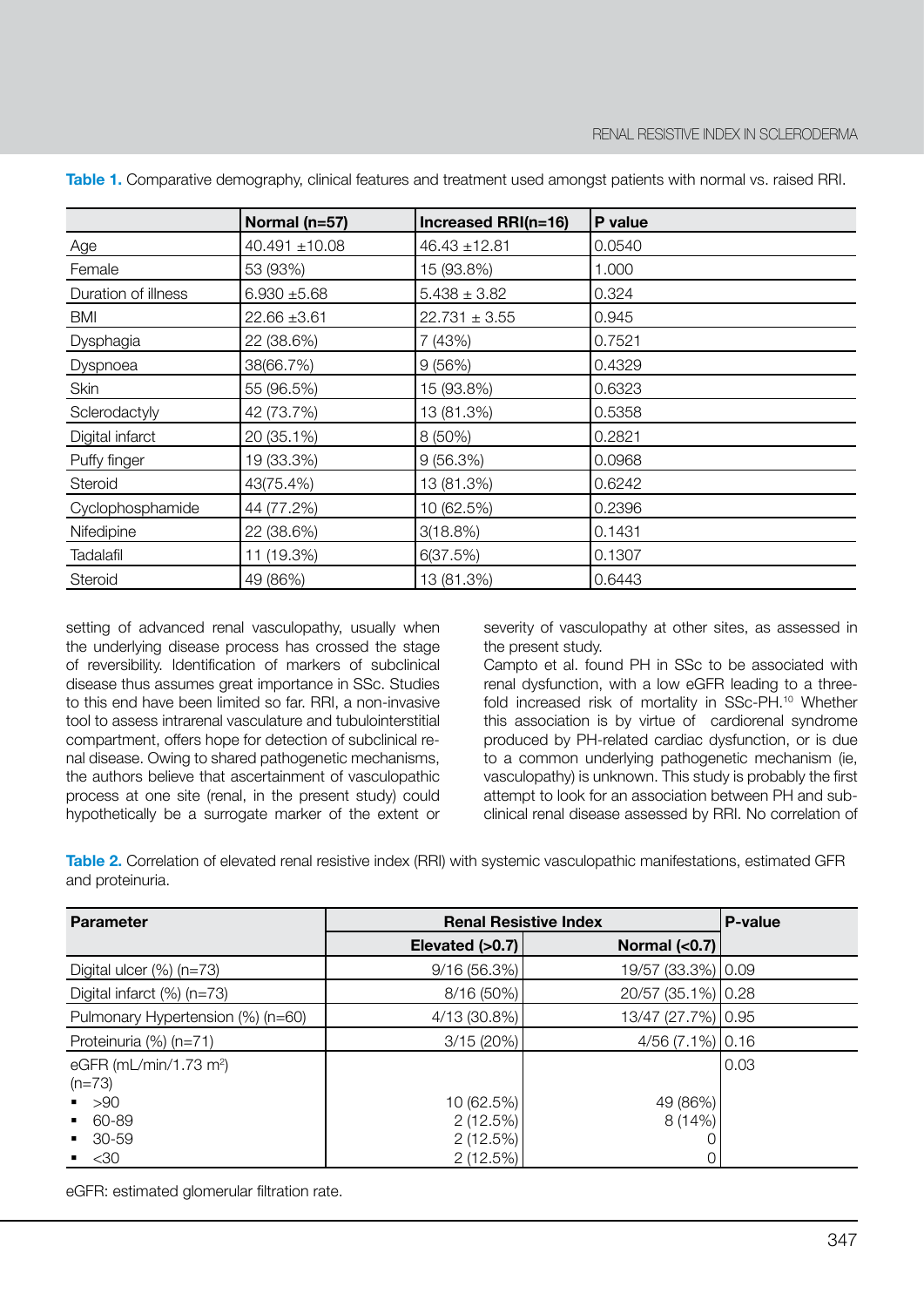**Table 1.** Comparative demography, clinical features and treatment used amongst patients with normal vs. raised RRI.

| | Normal (n=57) | Increased RRI(n=16) | P value |
|---|---|---|---|
| Age | 40.491 ±10.08 | 46.43 ±12.81 | 0.0540 |
| Female | 53 (93%) | 15 (93.8%) | 1.000 |
| Duration of illness | 6.930 ±5.68 | 5.438 ± 3.82 | 0.324 |
| BMI | 22.66 ±3.61 | 22.731 ± 3.55 | 0.945 |
| Dysphagia | 22 (38.6%) | 7 (43%) | 0.7521 |
| Dyspnoea | 38(66.7%) | 9 (56%) | 0.4329 |
| Skin | 55 (96.5%) | 15 (93.8%) | 0.6323 |
| Sclerodactyly | 42 (73.7%) | 13 (81.3%) | 0.5358 |
| Digital infarct | 20 (35.1%) | 8 (50%) | 0.2821 |
| Puffy finger | 19 (33.3%) | 9 (56.3%) | 0.0968 |
| Steroid | 43(75.4%) | 13 (81.3%) | 0.6242 |
| Cyclophosphamide | 44 (77.2%) | 10 (62.5%) | 0.2396 |
| Nifedipine | 22 (38.6%) | 3(18.8%) | 0.1431 |
| Tadalafil | 11 (19.3%) | 6(37.5%) | 0.1307 |
| Steroid | 49 (86%) | 13 (81.3%) | 0.6443 |

setting of advanced renal vasculopathy, usually when the underlying disease process has crossed the stage of reversibility. Identification of markers of subclinical disease thus assumes great importance in SSc. Studies to this end have been limited so far. RRI, a non-invasive tool to assess intrarenal vasculature and tubulointerstitial compartment, offers hope for detection of subclinical renal disease. Owing to shared pathogenetic mechanisms, the authors believe that ascertainment of vasculopathic process at one site (renal, in the present study) could hypothetically be a surrogate marker of the extent or severity of vasculopathy at other sites, as assessed in the present study.

Campto et al. found PH in SSc to be associated with renal dysfunction, with a low eGFR leading to a threefold increased risk of mortality in SSc-PH.[10] Whether this association is by virtue of cardiorenal syndrome produced by PH-related cardiac dysfunction, or is due to a common underlying pathogenetic mechanism (ie, vasculopathy) is unknown. This study is probably the first attempt to look for an association between PH and subclinical renal disease assessed by RRI. No correlation of

**Table 2.** Correlation of elevated renal resistive index (RRI) with systemic vasculopathic manifestations, estimated GFR and proteinuria.

| Parameter | Renal Resistive Index | | P-value |
|---|---|---|---|
| | Elevated (>0.7) | Normal (<0.7) | |
| Digital ulcer (%) (n=73) | 9/16 (56.3%) | 19/57 (33.3%) | 0.09 |
| Digital infarct (%) (n=73) | 8/16 (50%) | 20/57 (35.1%) | 0.28 |
| Pulmonary Hypertension (%) (n=60) | 4/13 (30.8%) | 13/47 (27.7%) | 0.95 |
| Proteinuria (%) (n=71) | 3/15 (20%) | 4/56 (7.1%) | 0.16 |
| eGFR (mL/min/1.73 m²) (n=73) | | | 0.03 |
| ▪ >90 | 10 (62.5%) | 49 (86%) | |
| ▪ 60-89 | 2 (12.5%) | 8 (14%) | |
| ▪ 30-59 | 2 (12.5%) | 0 | |
| ▪ <30 | 2 (12.5%) | 0 | |

eGFR: estimated glomerular filtration rate.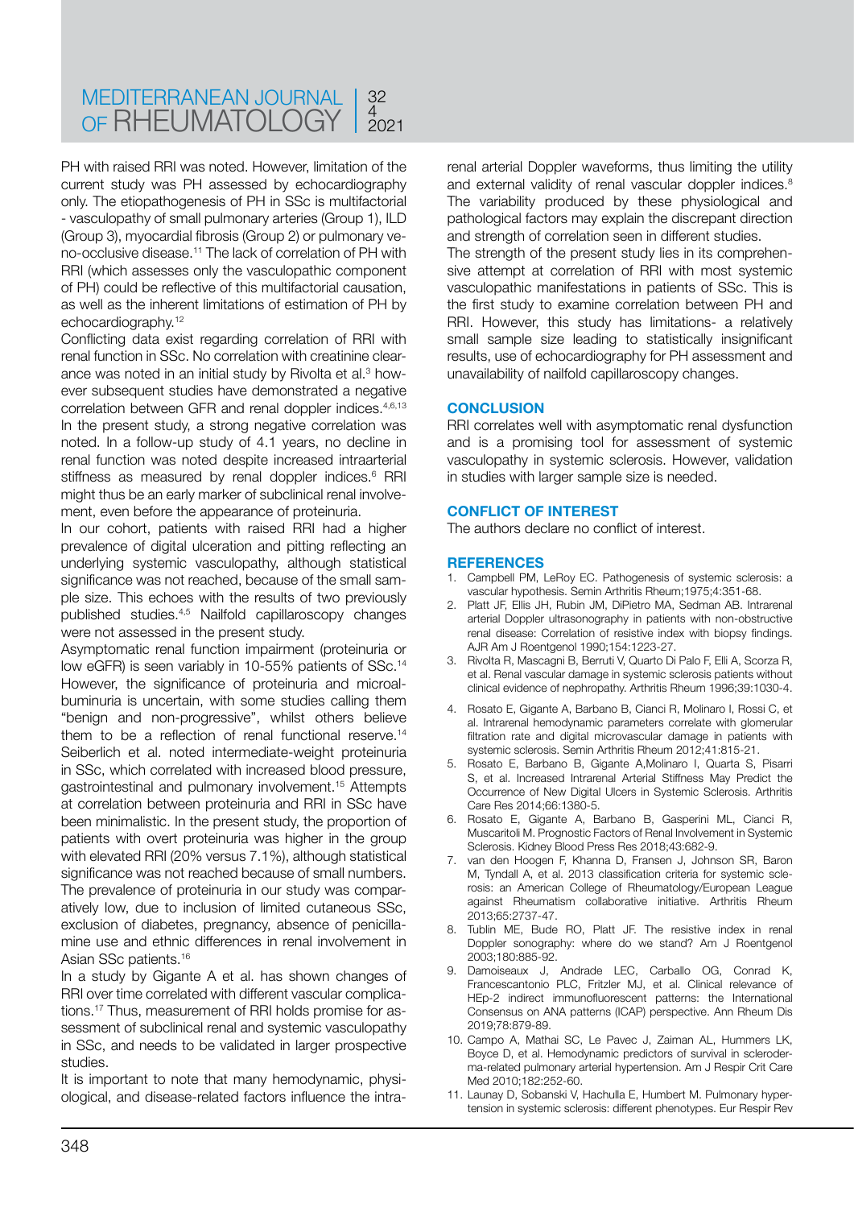PH with raised RRI was noted. However, limitation of the current study was PH assessed by echocardiography only. The etiopathogenesis of PH in SSc is multifactorial - vasculopathy of small pulmonary arteries (Group 1), ILD (Group 3), myocardial fibrosis (Group 2) or pulmonary veno-occlusive disease.[11] The lack of correlation of PH with RRI (which assesses only the vasculopathic component of PH) could be reflective of this multifactorial causation, as well as the inherent limitations of estimation of PH by echocardiography.[12]

Conflicting data exist regarding correlation of RRI with renal function in SSc. No correlation with creatinine clearance was noted in an initial study by Rivolta et al.[3] however subsequent studies have demonstrated a negative correlation between GFR and renal doppler indices.[4,6,13] In the present study, a strong negative correlation was noted. In a follow-up study of 4.1 years, no decline in renal function was noted despite increased intraarterial stiffness as measured by renal doppler indices.[6] RRI might thus be an early marker of subclinical renal involvement, even before the appearance of proteinuria.

In our cohort, patients with raised RRI had a higher prevalence of digital ulceration and pitting reflecting an underlying systemic vasculopathy, although statistical significance was not reached, because of the small sample size. This echoes with the results of two previously published studies.[4,5] Nailfold capillaroscopy changes were not assessed in the present study.

Asymptomatic renal function impairment (proteinuria or low eGFR) is seen variably in 10-55% patients of SSc.[14] However, the significance of proteinuria and microalbuminuria is uncertain, with some studies calling them "benign and non-progressive", whilst others believe them to be a reflection of renal functional reserve.[14] Seiberlich et al. noted intermediate-weight proteinuria in SSc, which correlated with increased blood pressure, gastrointestinal and pulmonary involvement.[15] Attempts at correlation between proteinuria and RRI in SSc have been minimalistic. In the present study, the proportion of patients with overt proteinuria was higher in the group with elevated RRI (20% versus 7.1%), although statistical significance was not reached because of small numbers. The prevalence of proteinuria in our study was comparatively low, due to inclusion of limited cutaneous SSc, exclusion of diabetes, pregnancy, absence of penicillamine use and ethnic differences in renal involvement in Asian SSc patients.[16]

In a study by Gigante A et al. has shown changes of RRI over time correlated with different vascular complications.[17] Thus, measurement of RRI holds promise for assessment of subclinical renal and systemic vasculopathy in SSc, and needs to be validated in larger prospective studies.

It is important to note that many hemodynamic, physiological, and disease-related factors influence the intrarenal arterial Doppler waveforms, thus limiting the utility and external validity of renal vascular doppler indices.[8] The variability produced by these physiological and pathological factors may explain the discrepant direction and strength of correlation seen in different studies.

The strength of the present study lies in its comprehensive attempt at correlation of RRI with most systemic vasculopathic manifestations in patients of SSc. This is the first study to examine correlation between PH and RRI. However, this study has limitations- a relatively small sample size leading to statistically insignificant results, use of echocardiography for PH assessment and unavailability of nailfold capillaroscopy changes.

## CONCLUSION

RRI correlates well with asymptomatic renal dysfunction and is a promising tool for assessment of systemic vasculopathy in systemic sclerosis. However, validation in studies with larger sample size is needed.

## CONFLICT OF INTEREST

The authors declare no conflict of interest.

## REFERENCES

1. Campbell PM, LeRoy EC. Pathogenesis of systemic sclerosis: a vascular hypothesis. Semin Arthritis Rheum;1975;4:351-68.
2. Platt JF, Ellis JH, Rubin JM, DiPietro MA, Sedman AB. Intrarenal arterial Doppler ultrasonography in patients with non-obstructive renal disease: Correlation of resistive index with biopsy findings. AJR Am J Roentgenol 1990;154:1223-27.
3. Rivolta R, Mascagni B, Berruti V, Quarto Di Palo F, Elli A, Scorza R, et al. Renal vascular damage in systemic sclerosis patients without clinical evidence of nephropathy. Arthritis Rheum 1996;39:1030-4.
4. Rosato E, Gigante A, Barbano B, Cianci R, Molinaro I, Rossi C, et al. Intrarenal hemodynamic parameters correlate with glomerular filtration rate and digital microvascular damage in patients with systemic sclerosis. Semin Arthritis Rheum 2012;41:815-21.
5. Rosato E, Barbano B, Gigante A,Molinaro I, Quarta S, Pisarri S, et al. Increased Intrarenal Arterial Stiffness May Predict the Occurrence of New Digital Ulcers in Systemic Sclerosis. Arthritis Care Res 2014;66:1380-5.
6. Rosato E, Gigante A, Barbano B, Gasperini ML, Cianci R, Muscaritoli M. Prognostic Factors of Renal Involvement in Systemic Sclerosis. Kidney Blood Press Res 2018;43:682-9.
7. van den Hoogen F, Khanna D, Fransen J, Johnson SR, Baron M, Tyndall A, et al. 2013 classification criteria for systemic sclerosis: an American College of Rheumatology/European League against Rheumatism collaborative initiative. Arthritis Rheum 2013;65:2737-47.
8. Tublin ME, Bude RO, Platt JF. The resistive index in renal Doppler sonography: where do we stand? Am J Roentgenol 2003;180:885-92.
9. Damoiseaux J, Andrade LEC, Carballo OG, Conrad K, Francescantonio PLC, Fritzler MJ, et al. Clinical relevance of HEp-2 indirect immunofluorescent patterns: the International Consensus on ANA patterns (ICAP) perspective. Ann Rheum Dis 2019;78:879-89.
10. Campo A, Mathai SC, Le Pavec J, Zaiman AL, Hummers LK, Boyce D, et al. Hemodynamic predictors of survival in scleroderma-related pulmonary arterial hypertension. Am J Respir Crit Care Med 2010;182:252-60.
11. Launay D, Sobanski V, Hachulla E, Humbert M. Pulmonary hypertension in systemic sclerosis: different phenotypes. Eur Respir Rev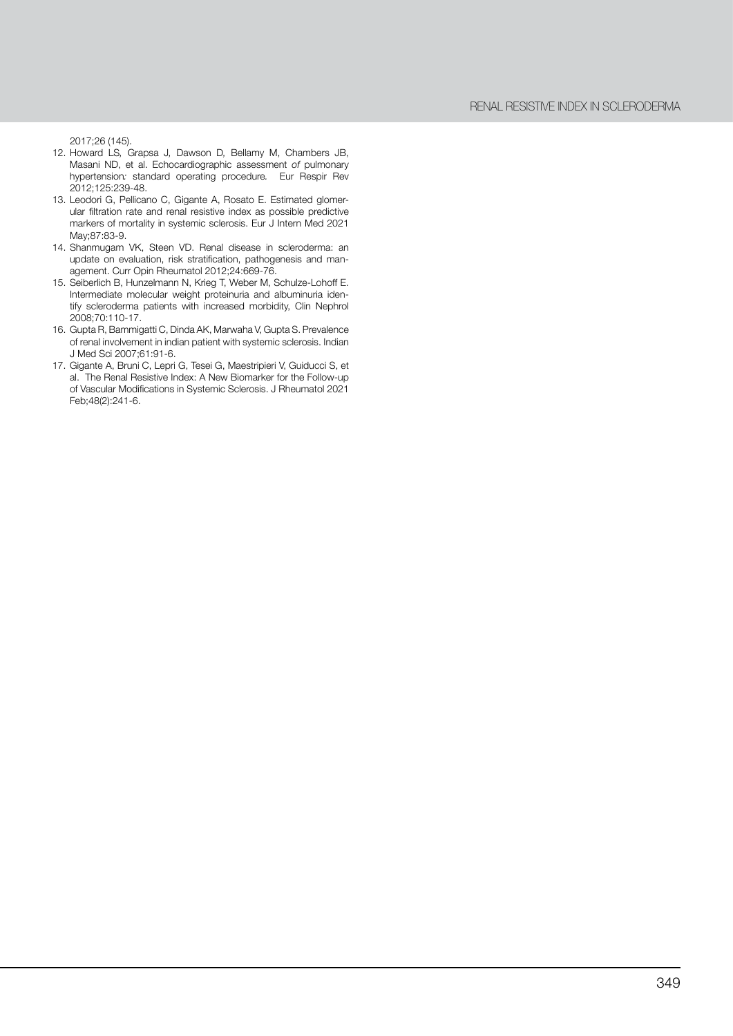2017;26 (145).

12. Howard LS, Grapsa J, Dawson D, Bellamy M, Chambers JB, Masani ND, et al. Echocardiographic assessment *of* pulmonary hypertension*:* standard operating procedure*.* Eur Respir Rev 2012;125:239-48.
13. Leodori G, Pellicano C, Gigante A, Rosato E. Estimated glomerular filtration rate and renal resistive index as possible predictive markers of mortality in systemic sclerosis. Eur J Intern Med 2021 May;87:83-9.
14. Shanmugam VK, Steen VD. Renal disease in scleroderma: an update on evaluation, risk stratification, pathogenesis and management. Curr Opin Rheumatol 2012;24:669-76.
15. Seiberlich B, Hunzelmann N, Krieg T, Weber M, Schulze-Lohoff E. Intermediate molecular weight proteinuria and albuminuria identify scleroderma patients with increased morbidity, Clin Nephrol 2008;70:110-17.
16. Gupta R, Bammigatti C, Dinda AK, Marwaha V, Gupta S. Prevalence of renal involvement in indian patient with systemic sclerosis. Indian J Med Sci 2007;61:91-6.
17. Gigante A, Bruni C, Lepri G, Tesei G, Maestripieri V, Guiducci S, et al. The Renal Resistive Index: A New Biomarker for the Follow-up of Vascular Modifications in Systemic Sclerosis. J Rheumatol 2021 Feb;48(2):241-6.